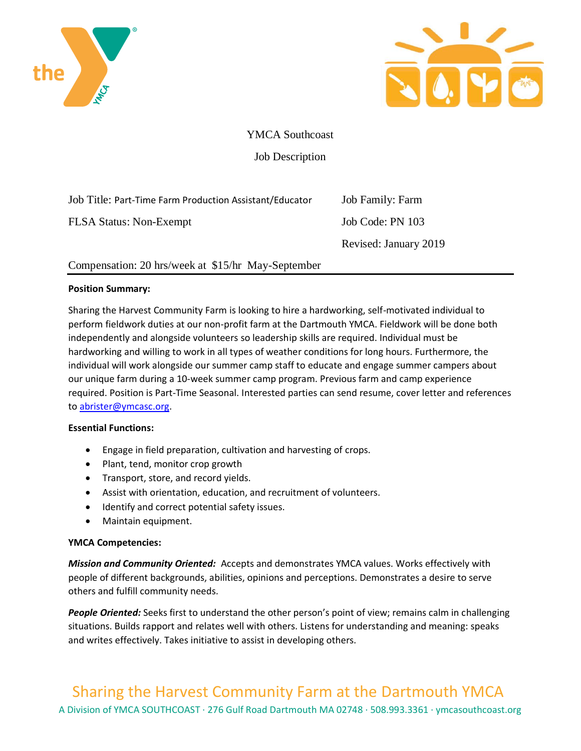YMCA Southcoast

Job Description

| | |
|---|---|
| Job Title: Part-Time Farm Production Assistant/Educator | Job Family: Farm |
| FLSA Status: Non-Exempt | Job Code: PN 103 |
| | Revised: January 2019 |

Compensation: 20 hrs/week at $15/hr May-September

**Position Summary:**

Sharing the Harvest Community Farm is looking to hire a hardworking, self-motivated individual to perform fieldwork duties at our non-profit farm at the Dartmouth YMCA. Fieldwork will be done both independently and alongside volunteers so leadership skills are required. Individual must be hardworking and willing to work in all types of weather conditions for long hours. Furthermore, the individual will work alongside our summer camp staff to educate and engage summer campers about our unique farm during a 10-week summer camp program. Previous farm and camp experience required. Position is Part-Time Seasonal. Interested parties can send resume, cover letter and references to abrister@ymcasc.org.

**Essential Functions:**

- Engage in field preparation, cultivation and harvesting of crops.
- Plant, tend, monitor crop growth
- Transport, store, and record yields.
- Assist with orientation, education, and recruitment of volunteers.
- Identify and correct potential safety issues.
- Maintain equipment.

**YMCA Competencies:**

***Mission and Community Oriented:*** Accepts and demonstrates YMCA values. Works effectively with people of different backgrounds, abilities, opinions and perceptions. Demonstrates a desire to serve others and fulfill community needs.

***People Oriented:*** Seeks first to understand the other person's point of view; remains calm in challenging situations. Builds rapport and relates well with others. Listens for understanding and meaning: speaks and writes effectively. Takes initiative to assist in developing others.

Sharing the Harvest Community Farm at the Dartmouth YMCA

A Division of YMCA SOUTHCOAST · 276 Gulf Road Dartmouth MA 02748 · 508.993.3361 · ymcasouthcoast.org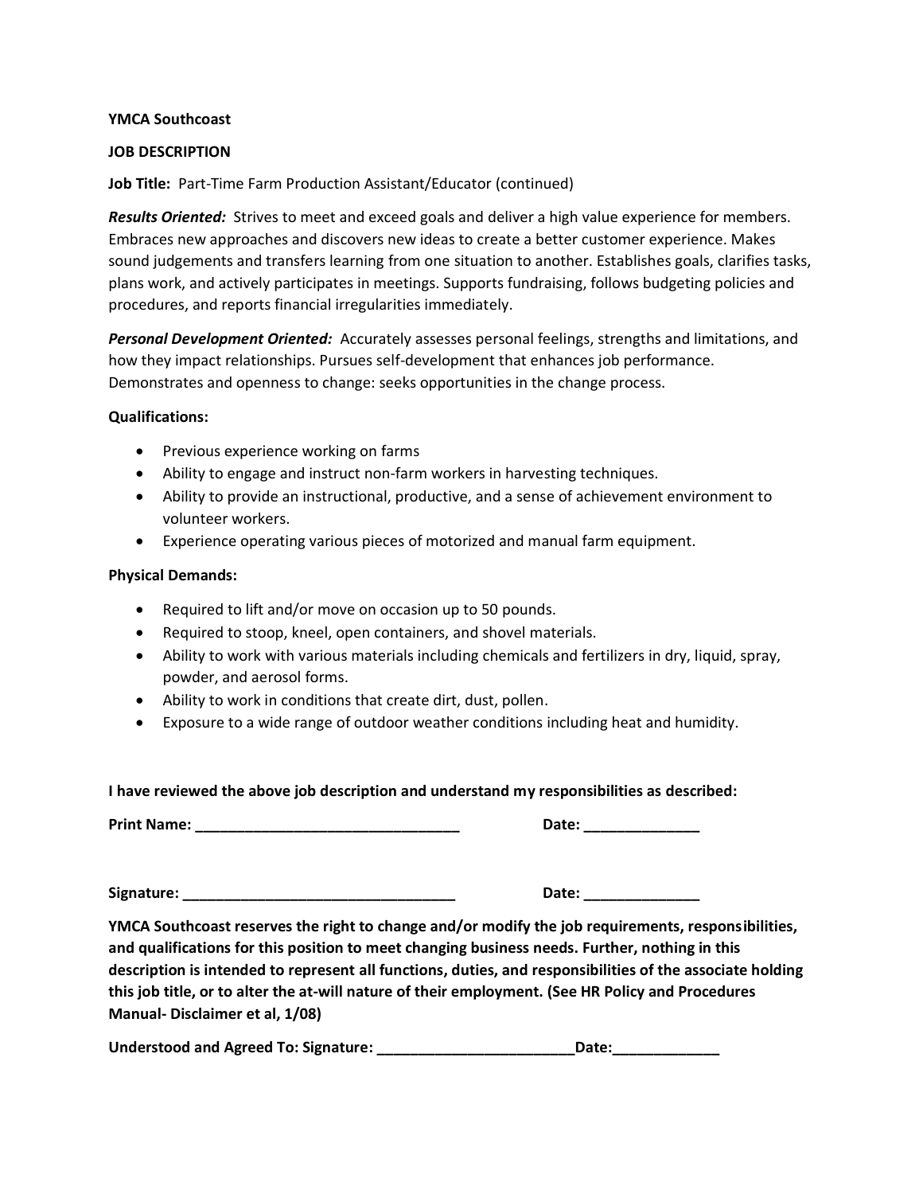**YMCA Southcoast**

**JOB DESCRIPTION**

**Job Title:** Part-Time Farm Production Assistant/Educator (continued)

***Results Oriented:*** Strives to meet and exceed goals and deliver a high value experience for members. Embraces new approaches and discovers new ideas to create a better customer experience. Makes sound judgements and transfers learning from one situation to another. Establishes goals, clarifies tasks, plans work, and actively participates in meetings. Supports fundraising, follows budgeting policies and procedures, and reports financial irregularities immediately.

***Personal Development Oriented:*** Accurately assesses personal feelings, strengths and limitations, and how they impact relationships. Pursues self-development that enhances job performance. Demonstrates and openness to change: seeks opportunities in the change process.

**Qualifications:**

- Previous experience working on farms
- Ability to engage and instruct non-farm workers in harvesting techniques.
- Ability to provide an instructional, productive, and a sense of achievement environment to volunteer workers.
- Experience operating various pieces of motorized and manual farm equipment.

**Physical Demands:**

- Required to lift and/or move on occasion up to 50 pounds.
- Required to stoop, kneel, open containers, and shovel materials.
- Ability to work with various materials including chemicals and fertilizers in dry, liquid, spray, powder, and aerosol forms.
- Ability to work in conditions that create dirt, dust, pollen.
- Exposure to a wide range of outdoor weather conditions including heat and humidity.

**I have reviewed the above job description and understand my responsibilities as described:**

**Print Name:** ________________________________ **Date:** ______________

**Signature:** ________________________________ **Date:** ______________

**YMCA Southcoast reserves the right to change and/or modify the job requirements, responsibilities, and qualifications for this position to meet changing business needs. Further, nothing in this description is intended to represent all functions, duties, and responsibilities of the associate holding this job title, or to alter the at-will nature of their employment. (See HR Policy and Procedures Manual- Disclaimer et al, 1/08)**

**Understood and Agreed To: Signature:** ________________________**Date:**_____________